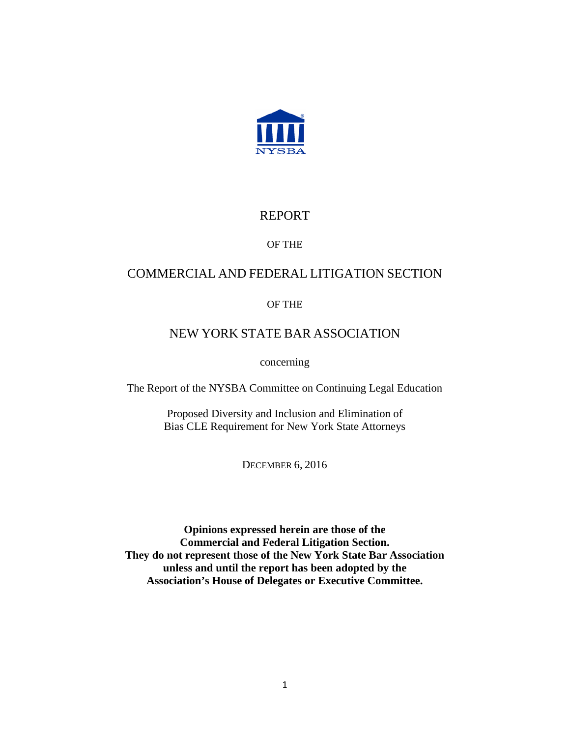NYSBA

# REPORT

OF THE

## COMMERCIAL AND FEDERAL LITIGATION SECTION

OF THE

## NEW YORK STATE BAR ASSOCIATION

concerning

The Report of the NYSBA Committee on Continuing Legal Education

Proposed Diversity and Inclusion and Elimination of
Bias CLE Requirement for New York State Attorneys

DECEMBER 6, 2016

**Opinions expressed herein are those of the
Commercial and Federal Litigation Section.
They do not represent those of the New York State Bar Association
unless and until the report has been adopted by the
Association's House of Delegates or Executive Committee.**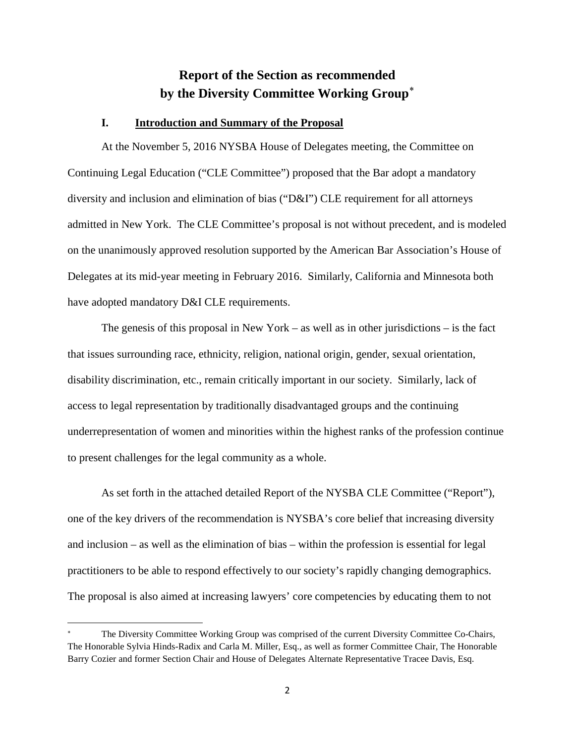# Report of the Section as recommended by the Diversity Committee Working Group[*]

## I. Introduction and Summary of the Proposal

At the November 5, 2016 NYSBA House of Delegates meeting, the Committee on Continuing Legal Education ("CLE Committee") proposed that the Bar adopt a mandatory diversity and inclusion and elimination of bias ("D&I") CLE requirement for all attorneys admitted in New York. The CLE Committee's proposal is not without precedent, and is modeled on the unanimously approved resolution supported by the American Bar Association's House of Delegates at its mid-year meeting in February 2016. Similarly, California and Minnesota both have adopted mandatory D&I CLE requirements.

The genesis of this proposal in New York – as well as in other jurisdictions – is the fact that issues surrounding race, ethnicity, religion, national origin, gender, sexual orientation, disability discrimination, etc., remain critically important in our society. Similarly, lack of access to legal representation by traditionally disadvantaged groups and the continuing underrepresentation of women and minorities within the highest ranks of the profession continue to present challenges for the legal community as a whole.

As set forth in the attached detailed Report of the NYSBA CLE Committee ("Report"), one of the key drivers of the recommendation is NYSBA's core belief that increasing diversity and inclusion – as well as the elimination of bias – within the profession is essential for legal practitioners to be able to respond effectively to our society's rapidly changing demographics. The proposal is also aimed at increasing lawyers' core competencies by educating them to not

---

[*] The Diversity Committee Working Group was comprised of the current Diversity Committee Co-Chairs, The Honorable Sylvia Hinds-Radix and Carla M. Miller, Esq., as well as former Committee Chair, The Honorable Barry Cozier and former Section Chair and House of Delegates Alternate Representative Tracee Davis, Esq.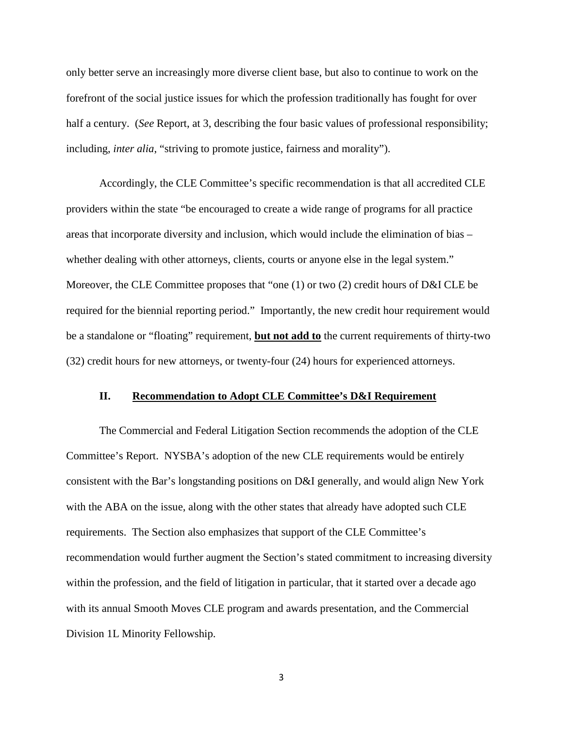only better serve an increasingly more diverse client base, but also to continue to work on the forefront of the social justice issues for which the profession traditionally has fought for over half a century. (*See* Report, at 3, describing the four basic values of professional responsibility; including, *inter alia*, "striving to promote justice, fairness and morality").

Accordingly, the CLE Committee's specific recommendation is that all accredited CLE providers within the state "be encouraged to create a wide range of programs for all practice areas that incorporate diversity and inclusion, which would include the elimination of bias – whether dealing with other attorneys, clients, courts or anyone else in the legal system." Moreover, the CLE Committee proposes that "one (1) or two (2) credit hours of D&I CLE be required for the biennial reporting period." Importantly, the new credit hour requirement would be a standalone or "floating" requirement, **<u>but not add to</u>** the current requirements of thirty-two (32) credit hours for new attorneys, or twenty-four (24) hours for experienced attorneys.

## II. <u>Recommendation to Adopt CLE Committee's D&I Requirement</u>

The Commercial and Federal Litigation Section recommends the adoption of the CLE Committee's Report. NYSBA's adoption of the new CLE requirements would be entirely consistent with the Bar's longstanding positions on D&I generally, and would align New York with the ABA on the issue, along with the other states that already have adopted such CLE requirements. The Section also emphasizes that support of the CLE Committee's recommendation would further augment the Section's stated commitment to increasing diversity within the profession, and the field of litigation in particular, that it started over a decade ago with its annual Smooth Moves CLE program and awards presentation, and the Commercial Division 1L Minority Fellowship.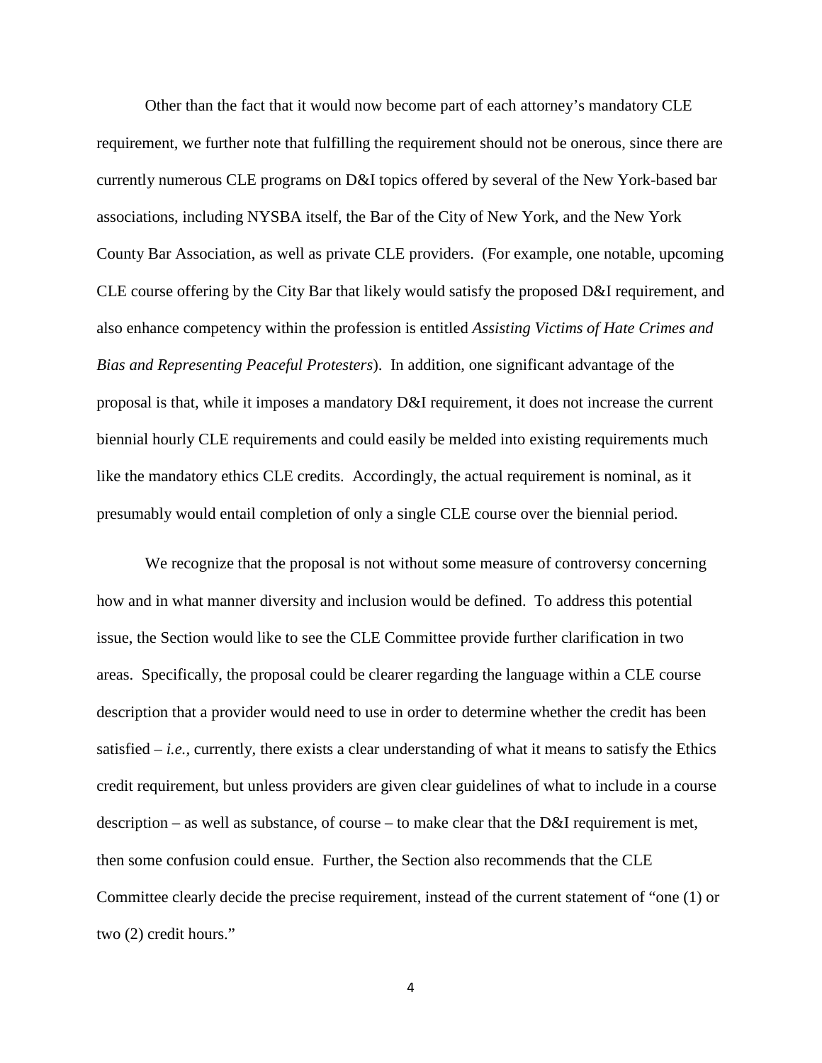Other than the fact that it would now become part of each attorney's mandatory CLE requirement, we further note that fulfilling the requirement should not be onerous, since there are currently numerous CLE programs on D&I topics offered by several of the New York-based bar associations, including NYSBA itself, the Bar of the City of New York, and the New York County Bar Association, as well as private CLE providers. (For example, one notable, upcoming CLE course offering by the City Bar that likely would satisfy the proposed D&I requirement, and also enhance competency within the profession is entitled *Assisting Victims of Hate Crimes and Bias and Representing Peaceful Protesters*). In addition, one significant advantage of the proposal is that, while it imposes a mandatory D&I requirement, it does not increase the current biennial hourly CLE requirements and could easily be melded into existing requirements much like the mandatory ethics CLE credits. Accordingly, the actual requirement is nominal, as it presumably would entail completion of only a single CLE course over the biennial period.

We recognize that the proposal is not without some measure of controversy concerning how and in what manner diversity and inclusion would be defined. To address this potential issue, the Section would like to see the CLE Committee provide further clarification in two areas. Specifically, the proposal could be clearer regarding the language within a CLE course description that a provider would need to use in order to determine whether the credit has been satisfied – *i.e.*, currently, there exists a clear understanding of what it means to satisfy the Ethics credit requirement, but unless providers are given clear guidelines of what to include in a course description – as well as substance, of course – to make clear that the D&I requirement is met, then some confusion could ensue. Further, the Section also recommends that the CLE Committee clearly decide the precise requirement, instead of the current statement of "one (1) or two (2) credit hours."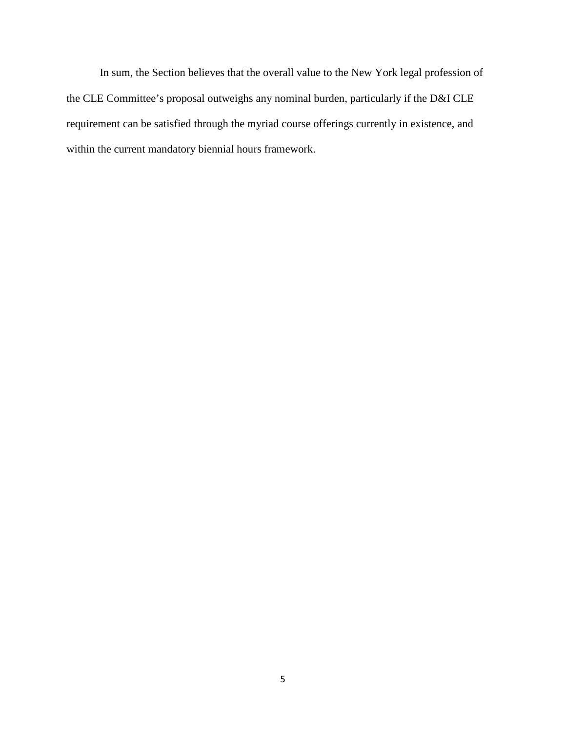In sum, the Section believes that the overall value to the New York legal profession of the CLE Committee's proposal outweighs any nominal burden, particularly if the D&I CLE requirement can be satisfied through the myriad course offerings currently in existence, and within the current mandatory biennial hours framework.